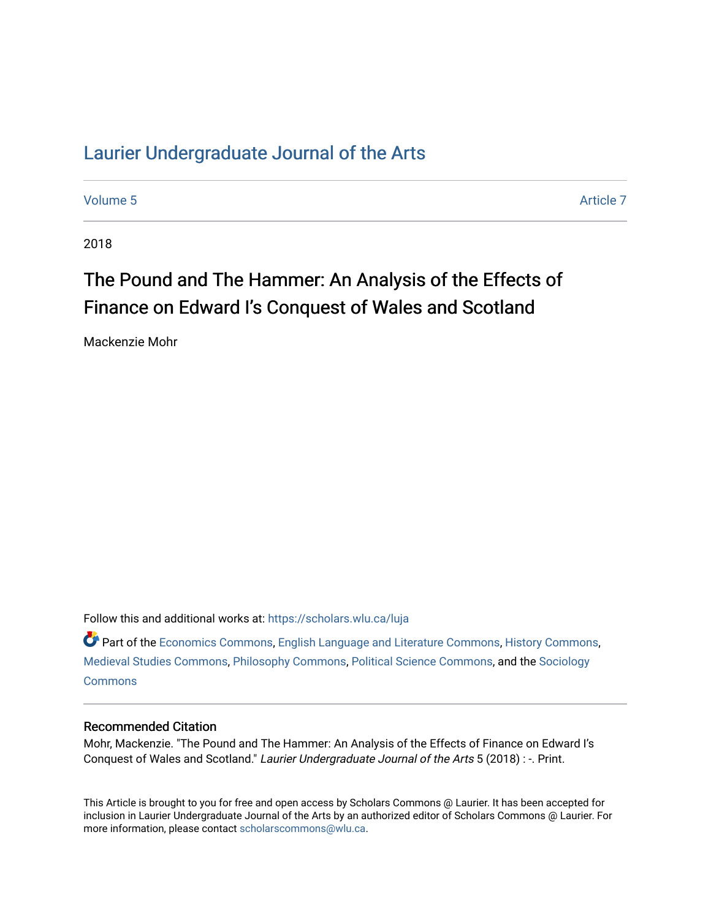# Laurier Undergraduate Journal of the Arts

Volume 5 Article 7

2018

## The Pound and The Hammer: An Analysis of the Effects of Finance on Edward I's Conquest of Wales and Scotland

Mackenzie Mohr

Follow this and additional works at: https://scholars.wlu.ca/luja

Part of the Economics Commons, English Language and Literature Commons, History Commons, Medieval Studies Commons, Philosophy Commons, Political Science Commons, and the Sociology Commons

### Recommended Citation

Mohr, Mackenzie. "The Pound and The Hammer: An Analysis of the Effects of Finance on Edward I's Conquest of Wales and Scotland." *Laurier Undergraduate Journal of the Arts* 5 (2018) : -. Print.

This Article is brought to you for free and open access by Scholars Commons @ Laurier. It has been accepted for inclusion in Laurier Undergraduate Journal of the Arts by an authorized editor of Scholars Commons @ Laurier. For more information, please contact scholarscommons@wlu.ca.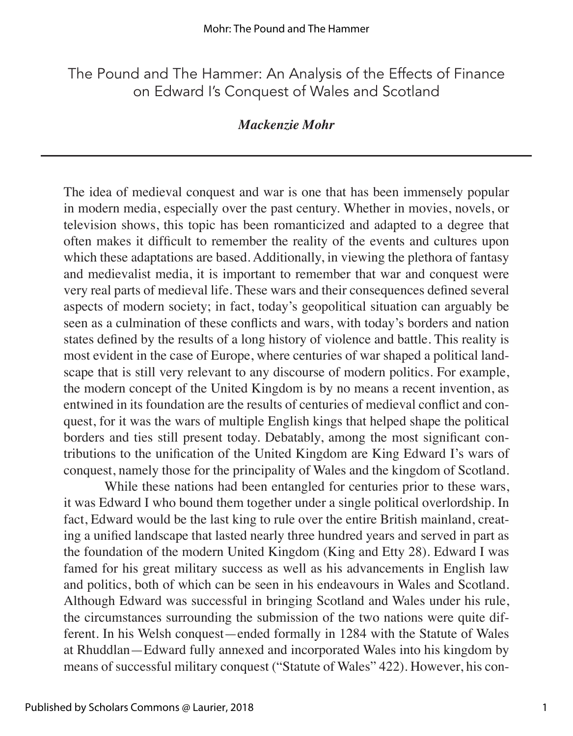# The Pound and The Hammer: An Analysis of the Effects of Finance on Edward I's Conquest of Wales and Scotland

***Mackenzie Mohr***

---

The idea of medieval conquest and war is one that has been immensely popular in modern media, especially over the past century. Whether in movies, novels, or television shows, this topic has been romanticized and adapted to a degree that often makes it difficult to remember the reality of the events and cultures upon which these adaptations are based. Additionally, in viewing the plethora of fantasy and medievalist media, it is important to remember that war and conquest were very real parts of medieval life. These wars and their consequences defined several aspects of modern society; in fact, today's geopolitical situation can arguably be seen as a culmination of these conflicts and wars, with today's borders and nation states defined by the results of a long history of violence and battle. This reality is most evident in the case of Europe, where centuries of war shaped a political landscape that is still very relevant to any discourse of modern politics. For example, the modern concept of the United Kingdom is by no means a recent invention, as entwined in its foundation are the results of centuries of medieval conflict and conquest, for it was the wars of multiple English kings that helped shape the political borders and ties still present today. Debatably, among the most significant contributions to the unification of the United Kingdom are King Edward I's wars of conquest, namely those for the principality of Wales and the kingdom of Scotland.

While these nations had been entangled for centuries prior to these wars, it was Edward I who bound them together under a single political overlordship. In fact, Edward would be the last king to rule over the entire British mainland, creating a unified landscape that lasted nearly three hundred years and served in part as the foundation of the modern United Kingdom (King and Etty 28). Edward I was famed for his great military success as well as his advancements in English law and politics, both of which can be seen in his endeavours in Wales and Scotland. Although Edward was successful in bringing Scotland and Wales under his rule, the circumstances surrounding the submission of the two nations were quite different. In his Welsh conquest—ended formally in 1284 with the Statute of Wales at Rhuddlan—Edward fully annexed and incorporated Wales into his kingdom by means of successful military conquest ("Statute of Wales" 422). However, his con-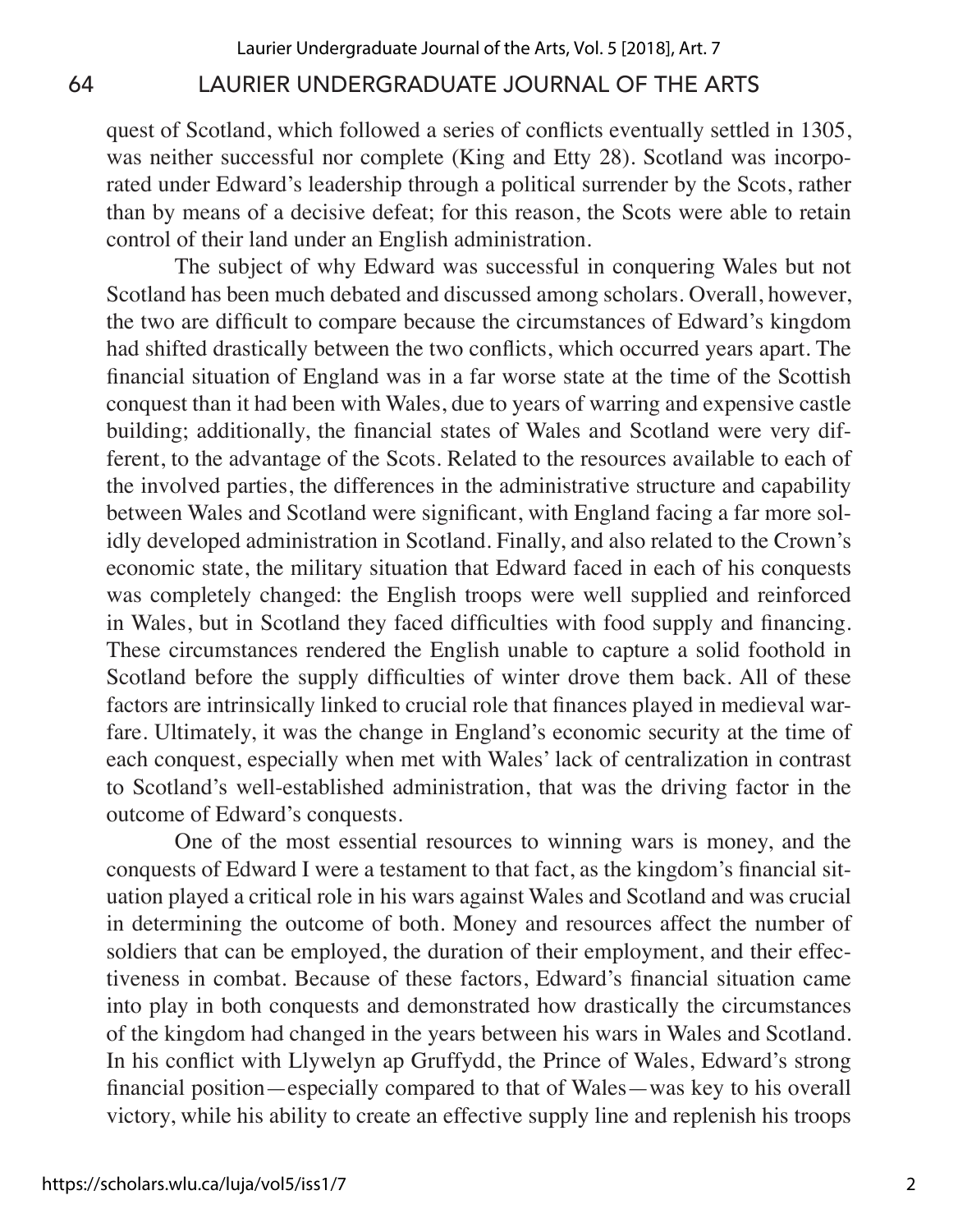quest of Scotland, which followed a series of conflicts eventually settled in 1305, was neither successful nor complete (King and Etty 28). Scotland was incorporated under Edward's leadership through a political surrender by the Scots, rather than by means of a decisive defeat; for this reason, the Scots were able to retain control of their land under an English administration.

The subject of why Edward was successful in conquering Wales but not Scotland has been much debated and discussed among scholars. Overall, however, the two are difficult to compare because the circumstances of Edward's kingdom had shifted drastically between the two conflicts, which occurred years apart. The financial situation of England was in a far worse state at the time of the Scottish conquest than it had been with Wales, due to years of warring and expensive castle building; additionally, the financial states of Wales and Scotland were very different, to the advantage of the Scots. Related to the resources available to each of the involved parties, the differences in the administrative structure and capability between Wales and Scotland were significant, with England facing a far more solidly developed administration in Scotland. Finally, and also related to the Crown's economic state, the military situation that Edward faced in each of his conquests was completely changed: the English troops were well supplied and reinforced in Wales, but in Scotland they faced difficulties with food supply and financing. These circumstances rendered the English unable to capture a solid foothold in Scotland before the supply difficulties of winter drove them back. All of these factors are intrinsically linked to crucial role that finances played in medieval warfare. Ultimately, it was the change in England's economic security at the time of each conquest, especially when met with Wales' lack of centralization in contrast to Scotland's well-established administration, that was the driving factor in the outcome of Edward's conquests.

One of the most essential resources to winning wars is money, and the conquests of Edward I were a testament to that fact, as the kingdom's financial situation played a critical role in his wars against Wales and Scotland and was crucial in determining the outcome of both. Money and resources affect the number of soldiers that can be employed, the duration of their employment, and their effectiveness in combat. Because of these factors, Edward's financial situation came into play in both conquests and demonstrated how drastically the circumstances of the kingdom had changed in the years between his wars in Wales and Scotland. In his conflict with Llywelyn ap Gruffydd, the Prince of Wales, Edward's strong financial position—especially compared to that of Wales—was key to his overall victory, while his ability to create an effective supply line and replenish his troops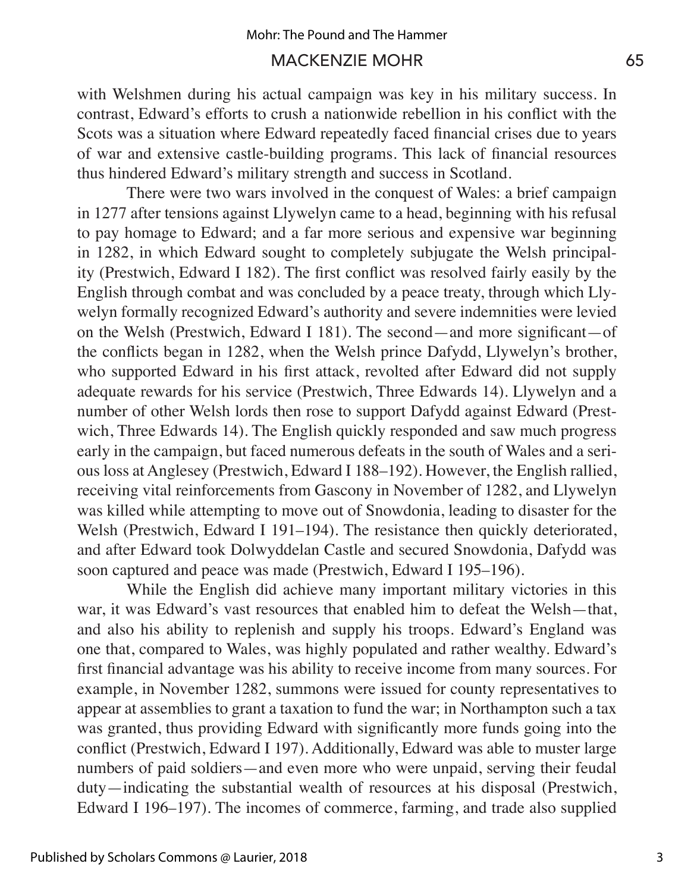with Welshmen during his actual campaign was key in his military success. In contrast, Edward's efforts to crush a nationwide rebellion in his conflict with the Scots was a situation where Edward repeatedly faced financial crises due to years of war and extensive castle-building programs. This lack of financial resources thus hindered Edward's military strength and success in Scotland.

There were two wars involved in the conquest of Wales: a brief campaign in 1277 after tensions against Llywelyn came to a head, beginning with his refusal to pay homage to Edward; and a far more serious and expensive war beginning in 1282, in which Edward sought to completely subjugate the Welsh principality (Prestwich, Edward I 182). The first conflict was resolved fairly easily by the English through combat and was concluded by a peace treaty, through which Llywelyn formally recognized Edward's authority and severe indemnities were levied on the Welsh (Prestwich, Edward I 181). The second—and more significant—of the conflicts began in 1282, when the Welsh prince Dafydd, Llywelyn's brother, who supported Edward in his first attack, revolted after Edward did not supply adequate rewards for his service (Prestwich, Three Edwards 14). Llywelyn and a number of other Welsh lords then rose to support Dafydd against Edward (Prestwich, Three Edwards 14). The English quickly responded and saw much progress early in the campaign, but faced numerous defeats in the south of Wales and a serious loss at Anglesey (Prestwich, Edward I 188–192). However, the English rallied, receiving vital reinforcements from Gascony in November of 1282, and Llywelyn was killed while attempting to move out of Snowdonia, leading to disaster for the Welsh (Prestwich, Edward I 191–194). The resistance then quickly deteriorated, and after Edward took Dolwyddelan Castle and secured Snowdonia, Dafydd was soon captured and peace was made (Prestwich, Edward I 195–196).

While the English did achieve many important military victories in this war, it was Edward's vast resources that enabled him to defeat the Welsh—that, and also his ability to replenish and supply his troops. Edward's England was one that, compared to Wales, was highly populated and rather wealthy. Edward's first financial advantage was his ability to receive income from many sources. For example, in November 1282, summons were issued for county representatives to appear at assemblies to grant a taxation to fund the war; in Northampton such a tax was granted, thus providing Edward with significantly more funds going into the conflict (Prestwich, Edward I 197). Additionally, Edward was able to muster large numbers of paid soldiers—and even more who were unpaid, serving their feudal duty—indicating the substantial wealth of resources at his disposal (Prestwich, Edward I 196–197). The incomes of commerce, farming, and trade also supplied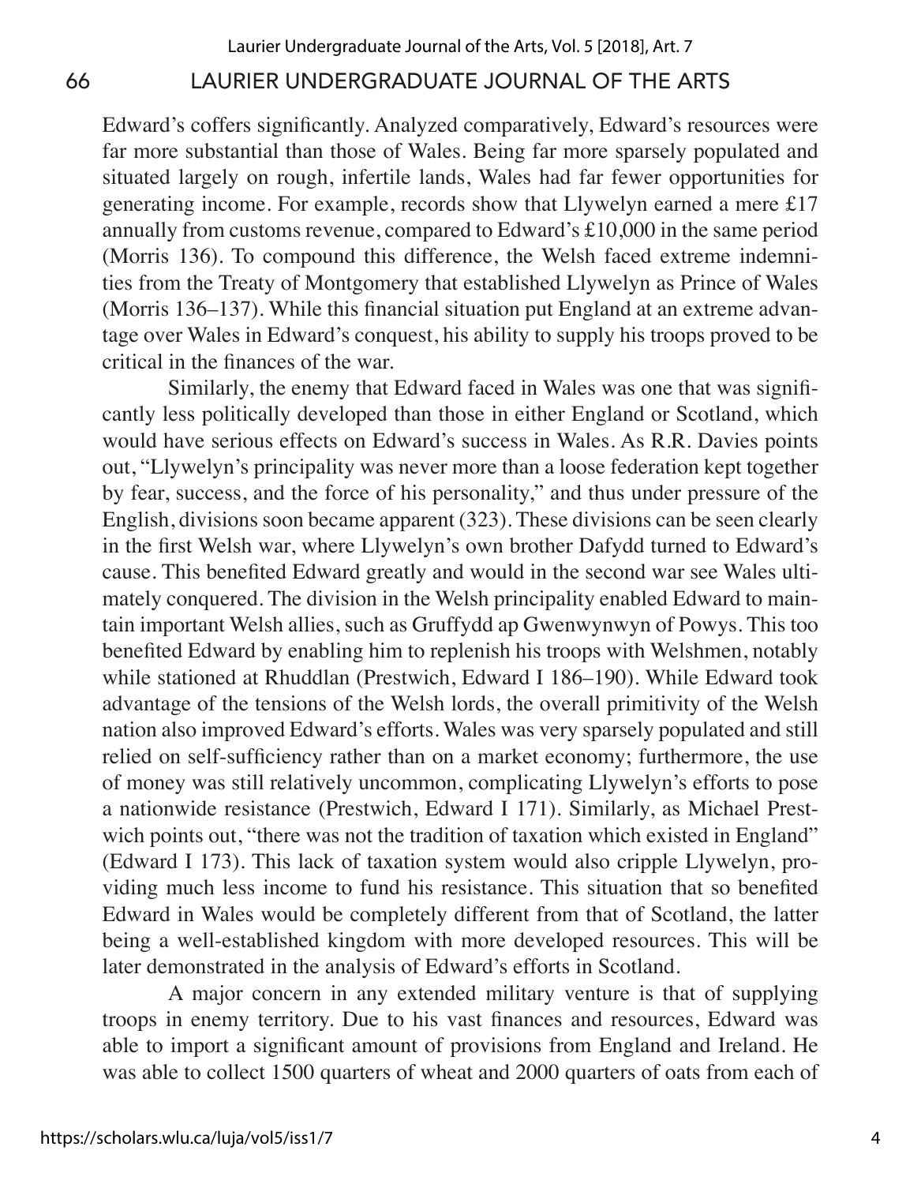Edward's coffers significantly. Analyzed comparatively, Edward's resources were far more substantial than those of Wales. Being far more sparsely populated and situated largely on rough, infertile lands, Wales had far fewer opportunities for generating income. For example, records show that Llywelyn earned a mere £17 annually from customs revenue, compared to Edward's £10,000 in the same period (Morris 136). To compound this difference, the Welsh faced extreme indemnities from the Treaty of Montgomery that established Llywelyn as Prince of Wales (Morris 136–137). While this financial situation put England at an extreme advantage over Wales in Edward's conquest, his ability to supply his troops proved to be critical in the finances of the war.

Similarly, the enemy that Edward faced in Wales was one that was significantly less politically developed than those in either England or Scotland, which would have serious effects on Edward's success in Wales. As R.R. Davies points out, "Llywelyn's principality was never more than a loose federation kept together by fear, success, and the force of his personality," and thus under pressure of the English, divisions soon became apparent (323). These divisions can be seen clearly in the first Welsh war, where Llywelyn's own brother Dafydd turned to Edward's cause. This benefited Edward greatly and would in the second war see Wales ultimately conquered. The division in the Welsh principality enabled Edward to maintain important Welsh allies, such as Gruffydd ap Gwenwynwyn of Powys. This too benefited Edward by enabling him to replenish his troops with Welshmen, notably while stationed at Rhuddlan (Prestwich, Edward I 186–190). While Edward took advantage of the tensions of the Welsh lords, the overall primitivity of the Welsh nation also improved Edward's efforts. Wales was very sparsely populated and still relied on self-sufficiency rather than on a market economy; furthermore, the use of money was still relatively uncommon, complicating Llywelyn's efforts to pose a nationwide resistance (Prestwich, Edward I 171). Similarly, as Michael Prestwich points out, "there was not the tradition of taxation which existed in England" (Edward I 173). This lack of taxation system would also cripple Llywelyn, providing much less income to fund his resistance. This situation that so benefited Edward in Wales would be completely different from that of Scotland, the latter being a well-established kingdom with more developed resources. This will be later demonstrated in the analysis of Edward's efforts in Scotland.

A major concern in any extended military venture is that of supplying troops in enemy territory. Due to his vast finances and resources, Edward was able to import a significant amount of provisions from England and Ireland. He was able to collect 1500 quarters of wheat and 2000 quarters of oats from each of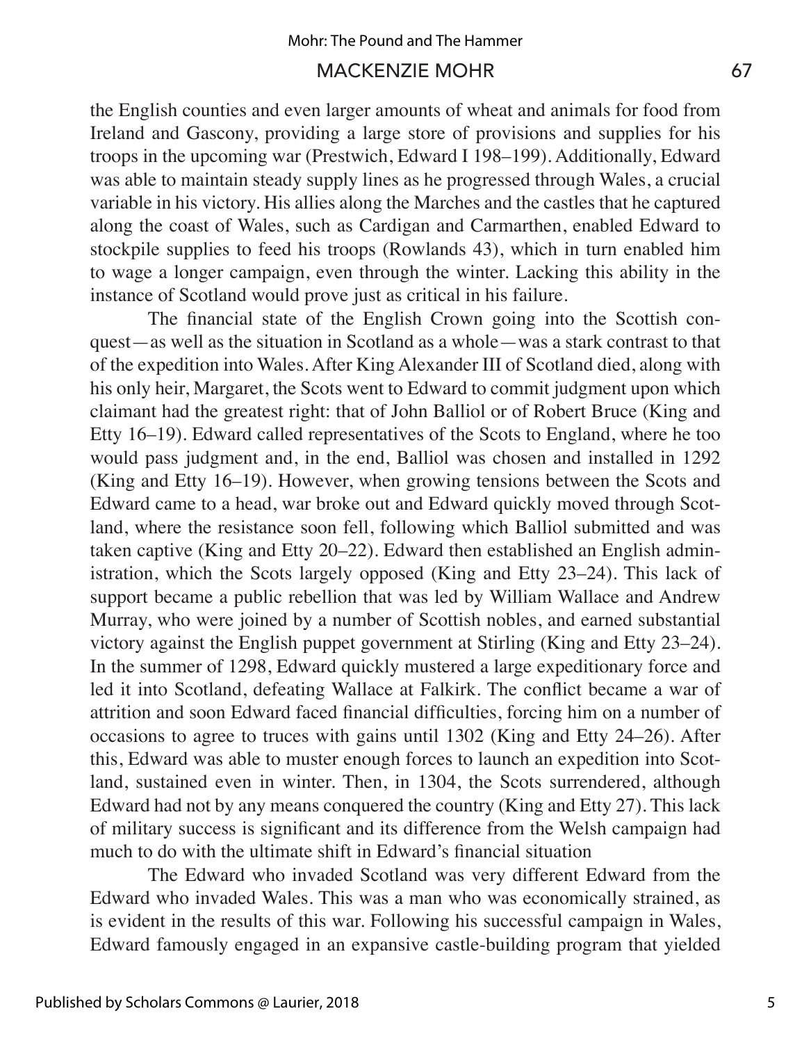the English counties and even larger amounts of wheat and animals for food from Ireland and Gascony, providing a large store of provisions and supplies for his troops in the upcoming war (Prestwich, Edward I 198–199). Additionally, Edward was able to maintain steady supply lines as he progressed through Wales, a crucial variable in his victory. His allies along the Marches and the castles that he captured along the coast of Wales, such as Cardigan and Carmarthen, enabled Edward to stockpile supplies to feed his troops (Rowlands 43), which in turn enabled him to wage a longer campaign, even through the winter. Lacking this ability in the instance of Scotland would prove just as critical in his failure.

The financial state of the English Crown going into the Scottish conquest—as well as the situation in Scotland as a whole—was a stark contrast to that of the expedition into Wales. After King Alexander III of Scotland died, along with his only heir, Margaret, the Scots went to Edward to commit judgment upon which claimant had the greatest right: that of John Balliol or of Robert Bruce (King and Etty 16–19). Edward called representatives of the Scots to England, where he too would pass judgment and, in the end, Balliol was chosen and installed in 1292 (King and Etty 16–19). However, when growing tensions between the Scots and Edward came to a head, war broke out and Edward quickly moved through Scotland, where the resistance soon fell, following which Balliol submitted and was taken captive (King and Etty 20–22). Edward then established an English administration, which the Scots largely opposed (King and Etty 23–24). This lack of support became a public rebellion that was led by William Wallace and Andrew Murray, who were joined by a number of Scottish nobles, and earned substantial victory against the English puppet government at Stirling (King and Etty 23–24). In the summer of 1298, Edward quickly mustered a large expeditionary force and led it into Scotland, defeating Wallace at Falkirk. The conflict became a war of attrition and soon Edward faced financial difficulties, forcing him on a number of occasions to agree to truces with gains until 1302 (King and Etty 24–26). After this, Edward was able to muster enough forces to launch an expedition into Scotland, sustained even in winter. Then, in 1304, the Scots surrendered, although Edward had not by any means conquered the country (King and Etty 27). This lack of military success is significant and its difference from the Welsh campaign had much to do with the ultimate shift in Edward's financial situation

The Edward who invaded Scotland was very different Edward from the Edward who invaded Wales. This was a man who was economically strained, as is evident in the results of this war. Following his successful campaign in Wales, Edward famously engaged in an expansive castle-building program that yielded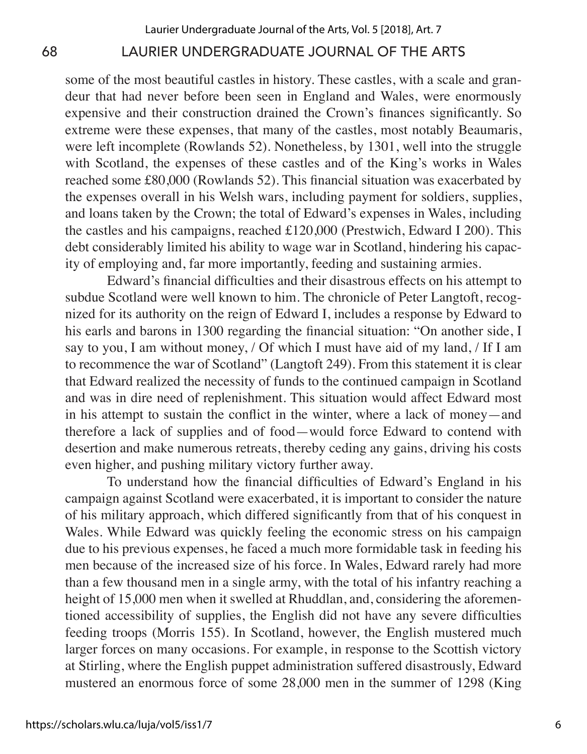some of the most beautiful castles in history. These castles, with a scale and grandeur that had never before been seen in England and Wales, were enormously expensive and their construction drained the Crown's finances significantly. So extreme were these expenses, that many of the castles, most notably Beaumaris, were left incomplete (Rowlands 52). Nonetheless, by 1301, well into the struggle with Scotland, the expenses of these castles and of the King's works in Wales reached some £80,000 (Rowlands 52). This financial situation was exacerbated by the expenses overall in his Welsh wars, including payment for soldiers, supplies, and loans taken by the Crown; the total of Edward's expenses in Wales, including the castles and his campaigns, reached £120,000 (Prestwich, Edward I 200). This debt considerably limited his ability to wage war in Scotland, hindering his capacity of employing and, far more importantly, feeding and sustaining armies.

Edward's financial difficulties and their disastrous effects on his attempt to subdue Scotland were well known to him. The chronicle of Peter Langtoft, recognized for its authority on the reign of Edward I, includes a response by Edward to his earls and barons in 1300 regarding the financial situation: "On another side, I say to you, I am without money, / Of which I must have aid of my land, / If I am to recommence the war of Scotland" (Langtoft 249). From this statement it is clear that Edward realized the necessity of funds to the continued campaign in Scotland and was in dire need of replenishment. This situation would affect Edward most in his attempt to sustain the conflict in the winter, where a lack of money—and therefore a lack of supplies and of food—would force Edward to contend with desertion and make numerous retreats, thereby ceding any gains, driving his costs even higher, and pushing military victory further away.

To understand how the financial difficulties of Edward's England in his campaign against Scotland were exacerbated, it is important to consider the nature of his military approach, which differed significantly from that of his conquest in Wales. While Edward was quickly feeling the economic stress on his campaign due to his previous expenses, he faced a much more formidable task in feeding his men because of the increased size of his force. In Wales, Edward rarely had more than a few thousand men in a single army, with the total of his infantry reaching a height of 15,000 men when it swelled at Rhuddlan, and, considering the aforementioned accessibility of supplies, the English did not have any severe difficulties feeding troops (Morris 155). In Scotland, however, the English mustered much larger forces on many occasions. For example, in response to the Scottish victory at Stirling, where the English puppet administration suffered disastrously, Edward mustered an enormous force of some 28,000 men in the summer of 1298 (King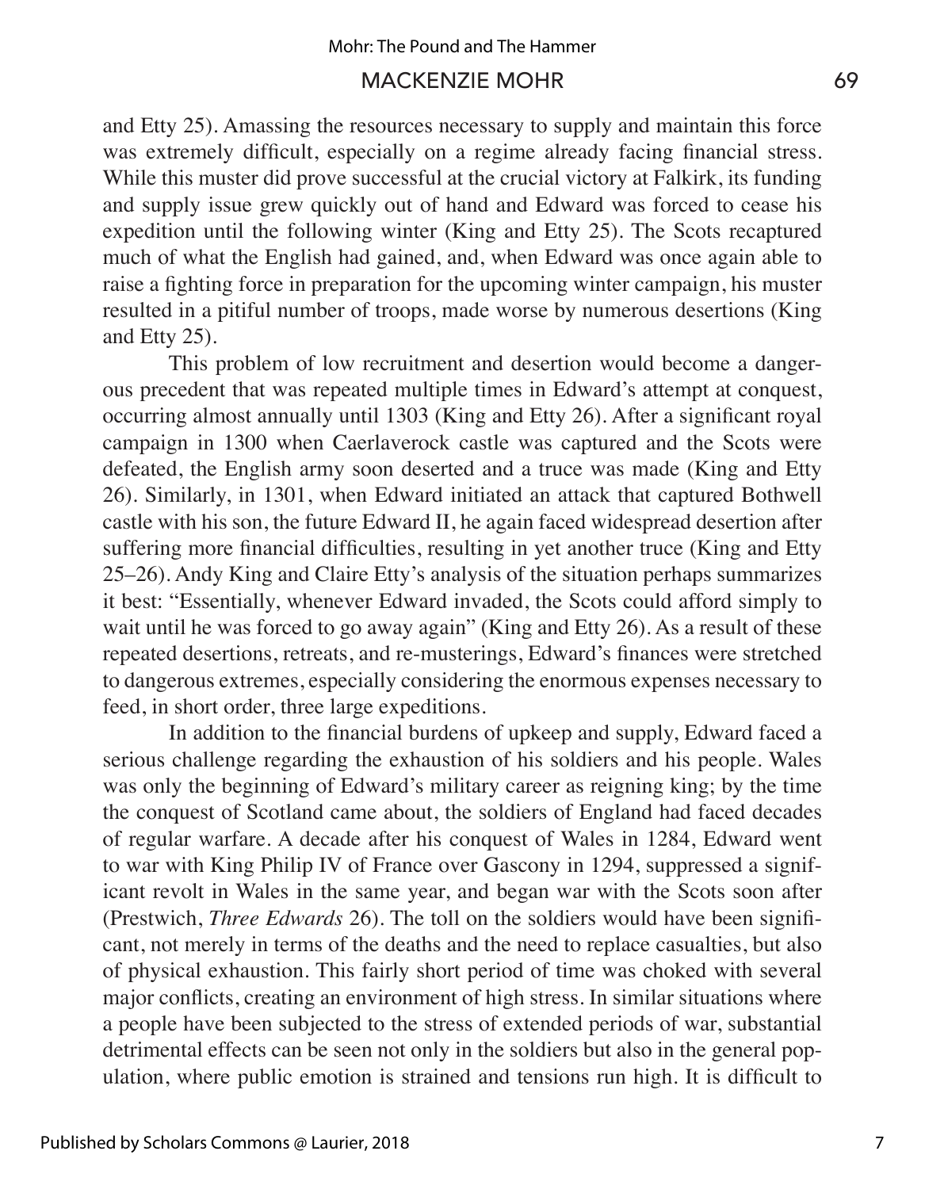and Etty 25). Amassing the resources necessary to supply and maintain this force was extremely difficult, especially on a regime already facing financial stress. While this muster did prove successful at the crucial victory at Falkirk, its funding and supply issue grew quickly out of hand and Edward was forced to cease his expedition until the following winter (King and Etty 25). The Scots recaptured much of what the English had gained, and, when Edward was once again able to raise a fighting force in preparation for the upcoming winter campaign, his muster resulted in a pitiful number of troops, made worse by numerous desertions (King and Etty 25).

This problem of low recruitment and desertion would become a dangerous precedent that was repeated multiple times in Edward's attempt at conquest, occurring almost annually until 1303 (King and Etty 26). After a significant royal campaign in 1300 when Caerlaverock castle was captured and the Scots were defeated, the English army soon deserted and a truce was made (King and Etty 26). Similarly, in 1301, when Edward initiated an attack that captured Bothwell castle with his son, the future Edward II, he again faced widespread desertion after suffering more financial difficulties, resulting in yet another truce (King and Etty 25–26). Andy King and Claire Etty's analysis of the situation perhaps summarizes it best: "Essentially, whenever Edward invaded, the Scots could afford simply to wait until he was forced to go away again" (King and Etty 26). As a result of these repeated desertions, retreats, and re-musterings, Edward's finances were stretched to dangerous extremes, especially considering the enormous expenses necessary to feed, in short order, three large expeditions.

In addition to the financial burdens of upkeep and supply, Edward faced a serious challenge regarding the exhaustion of his soldiers and his people. Wales was only the beginning of Edward's military career as reigning king; by the time the conquest of Scotland came about, the soldiers of England had faced decades of regular warfare. A decade after his conquest of Wales in 1284, Edward went to war with King Philip IV of France over Gascony in 1294, suppressed a significant revolt in Wales in the same year, and began war with the Scots soon after (Prestwich, *Three Edwards* 26). The toll on the soldiers would have been significant, not merely in terms of the deaths and the need to replace casualties, but also of physical exhaustion. This fairly short period of time was choked with several major conflicts, creating an environment of high stress. In similar situations where a people have been subjected to the stress of extended periods of war, substantial detrimental effects can be seen not only in the soldiers but also in the general population, where public emotion is strained and tensions run high. It is difficult to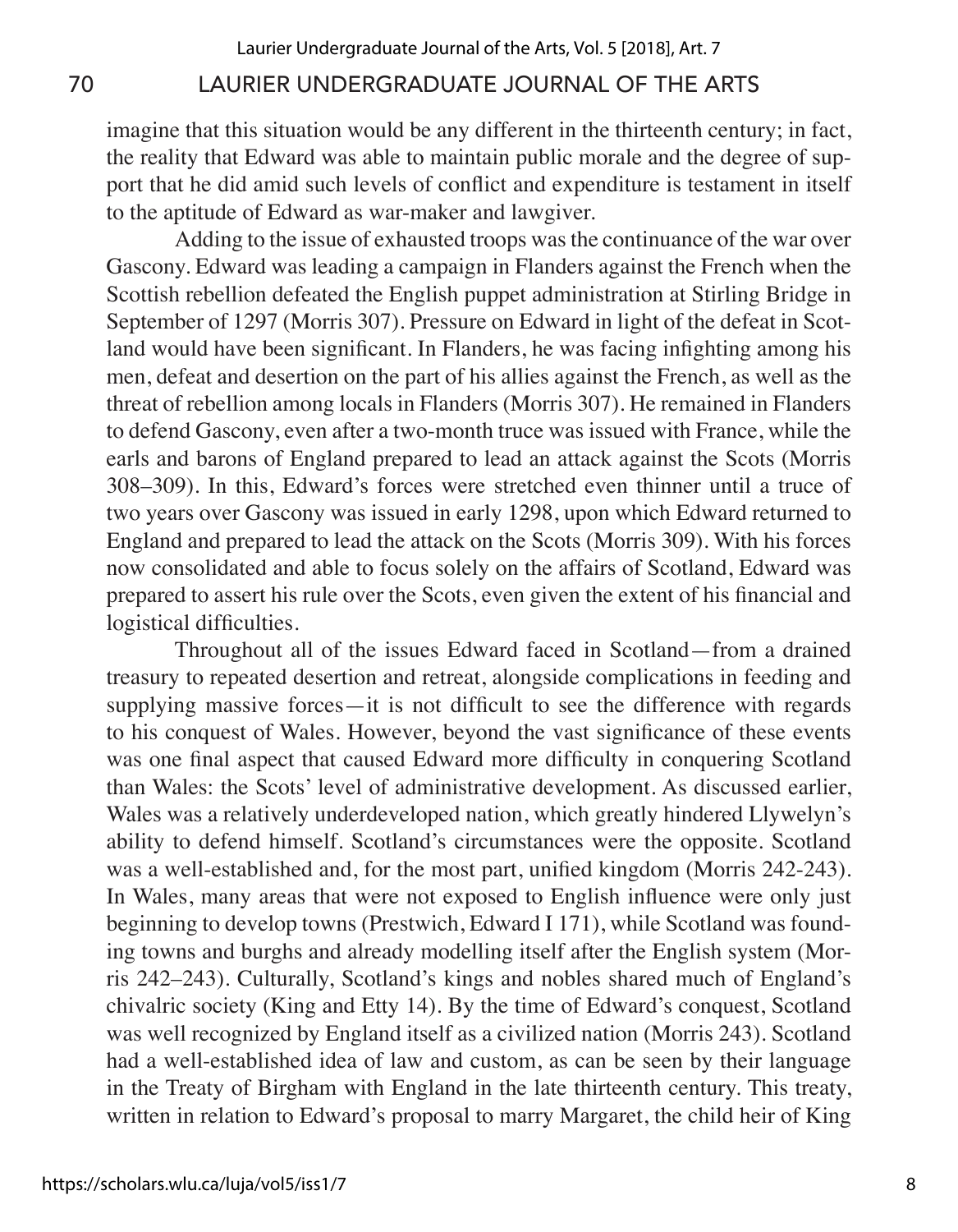imagine that this situation would be any different in the thirteenth century; in fact, the reality that Edward was able to maintain public morale and the degree of support that he did amid such levels of conflict and expenditure is testament in itself to the aptitude of Edward as war-maker and lawgiver.

Adding to the issue of exhausted troops was the continuance of the war over Gascony. Edward was leading a campaign in Flanders against the French when the Scottish rebellion defeated the English puppet administration at Stirling Bridge in September of 1297 (Morris 307). Pressure on Edward in light of the defeat in Scotland would have been significant. In Flanders, he was facing infighting among his men, defeat and desertion on the part of his allies against the French, as well as the threat of rebellion among locals in Flanders (Morris 307). He remained in Flanders to defend Gascony, even after a two-month truce was issued with France, while the earls and barons of England prepared to lead an attack against the Scots (Morris 308–309). In this, Edward's forces were stretched even thinner until a truce of two years over Gascony was issued in early 1298, upon which Edward returned to England and prepared to lead the attack on the Scots (Morris 309). With his forces now consolidated and able to focus solely on the affairs of Scotland, Edward was prepared to assert his rule over the Scots, even given the extent of his financial and logistical difficulties.

Throughout all of the issues Edward faced in Scotland—from a drained treasury to repeated desertion and retreat, alongside complications in feeding and supplying massive forces—it is not difficult to see the difference with regards to his conquest of Wales. However, beyond the vast significance of these events was one final aspect that caused Edward more difficulty in conquering Scotland than Wales: the Scots' level of administrative development. As discussed earlier, Wales was a relatively underdeveloped nation, which greatly hindered Llywelyn's ability to defend himself. Scotland's circumstances were the opposite. Scotland was a well-established and, for the most part, unified kingdom (Morris 242-243). In Wales, many areas that were not exposed to English influence were only just beginning to develop towns (Prestwich, Edward I 171), while Scotland was founding towns and burghs and already modelling itself after the English system (Morris 242–243). Culturally, Scotland's kings and nobles shared much of England's chivalric society (King and Etty 14). By the time of Edward's conquest, Scotland was well recognized by England itself as a civilized nation (Morris 243). Scotland had a well-established idea of law and custom, as can be seen by their language in the Treaty of Birgham with England in the late thirteenth century. This treaty, written in relation to Edward's proposal to marry Margaret, the child heir of King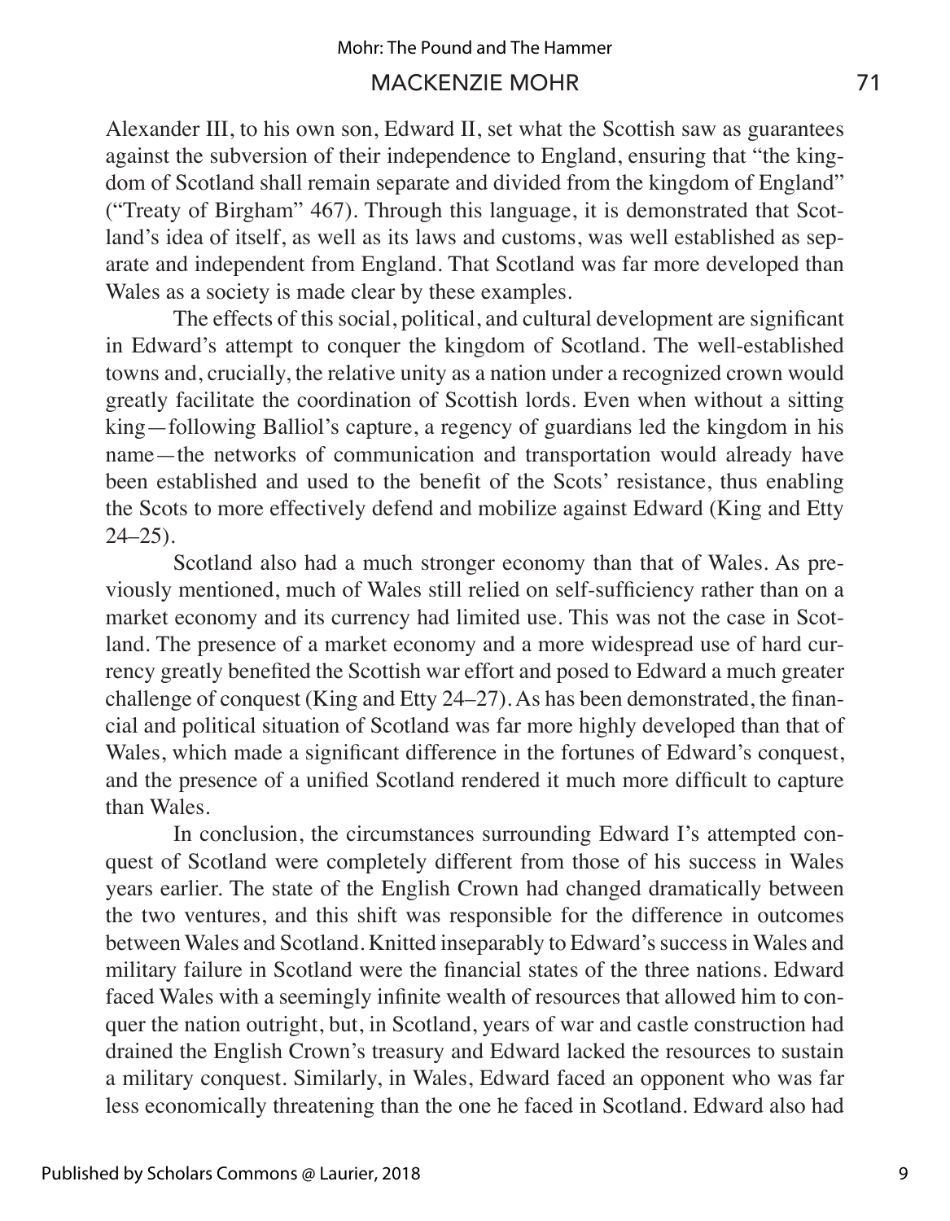Alexander III, to his own son, Edward II, set what the Scottish saw as guarantees against the subversion of their independence to England, ensuring that "the kingdom of Scotland shall remain separate and divided from the kingdom of England" ("Treaty of Birgham" 467). Through this language, it is demonstrated that Scotland's idea of itself, as well as its laws and customs, was well established as separate and independent from England. That Scotland was far more developed than Wales as a society is made clear by these examples.

The effects of this social, political, and cultural development are significant in Edward's attempt to conquer the kingdom of Scotland. The well-established towns and, crucially, the relative unity as a nation under a recognized crown would greatly facilitate the coordination of Scottish lords. Even when without a sitting king—following Balliol's capture, a regency of guardians led the kingdom in his name—the networks of communication and transportation would already have been established and used to the benefit of the Scots' resistance, thus enabling the Scots to more effectively defend and mobilize against Edward (King and Etty 24–25).

Scotland also had a much stronger economy than that of Wales. As previously mentioned, much of Wales still relied on self-sufficiency rather than on a market economy and its currency had limited use. This was not the case in Scotland. The presence of a market economy and a more widespread use of hard currency greatly benefited the Scottish war effort and posed to Edward a much greater challenge of conquest (King and Etty 24–27). As has been demonstrated, the financial and political situation of Scotland was far more highly developed than that of Wales, which made a significant difference in the fortunes of Edward's conquest, and the presence of a unified Scotland rendered it much more difficult to capture than Wales.

In conclusion, the circumstances surrounding Edward I's attempted conquest of Scotland were completely different from those of his success in Wales years earlier. The state of the English Crown had changed dramatically between the two ventures, and this shift was responsible for the difference in outcomes between Wales and Scotland. Knitted inseparably to Edward's success in Wales and military failure in Scotland were the financial states of the three nations. Edward faced Wales with a seemingly infinite wealth of resources that allowed him to conquer the nation outright, but, in Scotland, years of war and castle construction had drained the English Crown's treasury and Edward lacked the resources to sustain a military conquest. Similarly, in Wales, Edward faced an opponent who was far less economically threatening than the one he faced in Scotland. Edward also had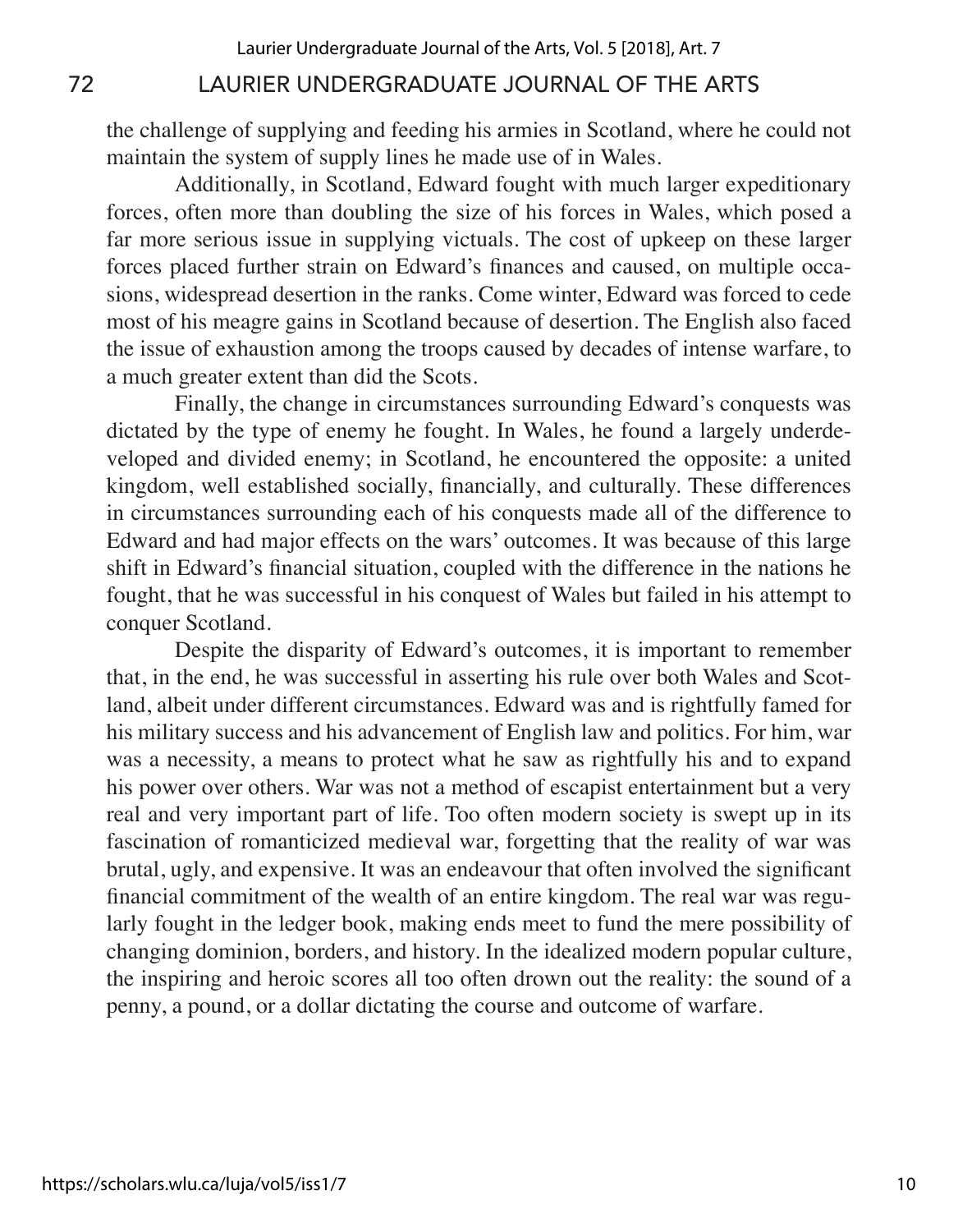the challenge of supplying and feeding his armies in Scotland, where he could not maintain the system of supply lines he made use of in Wales.

Additionally, in Scotland, Edward fought with much larger expeditionary forces, often more than doubling the size of his forces in Wales, which posed a far more serious issue in supplying victuals. The cost of upkeep on these larger forces placed further strain on Edward's finances and caused, on multiple occasions, widespread desertion in the ranks. Come winter, Edward was forced to cede most of his meagre gains in Scotland because of desertion. The English also faced the issue of exhaustion among the troops caused by decades of intense warfare, to a much greater extent than did the Scots.

Finally, the change in circumstances surrounding Edward's conquests was dictated by the type of enemy he fought. In Wales, he found a largely underdeveloped and divided enemy; in Scotland, he encountered the opposite: a united kingdom, well established socially, financially, and culturally. These differences in circumstances surrounding each of his conquests made all of the difference to Edward and had major effects on the wars' outcomes. It was because of this large shift in Edward's financial situation, coupled with the difference in the nations he fought, that he was successful in his conquest of Wales but failed in his attempt to conquer Scotland.

Despite the disparity of Edward's outcomes, it is important to remember that, in the end, he was successful in asserting his rule over both Wales and Scotland, albeit under different circumstances. Edward was and is rightfully famed for his military success and his advancement of English law and politics. For him, war was a necessity, a means to protect what he saw as rightfully his and to expand his power over others. War was not a method of escapist entertainment but a very real and very important part of life. Too often modern society is swept up in its fascination of romanticized medieval war, forgetting that the reality of war was brutal, ugly, and expensive. It was an endeavour that often involved the significant financial commitment of the wealth of an entire kingdom. The real war was regularly fought in the ledger book, making ends meet to fund the mere possibility of changing dominion, borders, and history. In the idealized modern popular culture, the inspiring and heroic scores all too often drown out the reality: the sound of a penny, a pound, or a dollar dictating the course and outcome of warfare.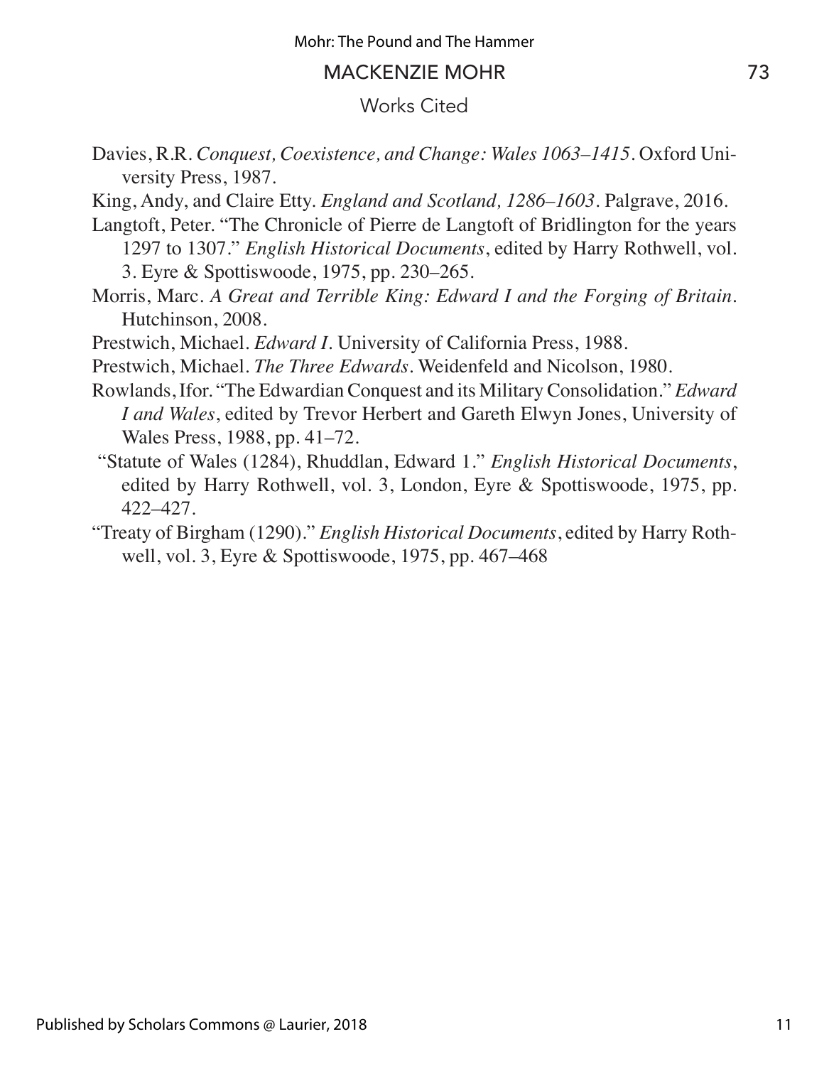## Works Cited

Davies, R.R. *Conquest, Coexistence, and Change: Wales 1063–1415*. Oxford University Press, 1987.

King, Andy, and Claire Etty. *England and Scotland, 1286–1603*. Palgrave, 2016.

Langtoft, Peter. "The Chronicle of Pierre de Langtoft of Bridlington for the years 1297 to 1307." *English Historical Documents*, edited by Harry Rothwell, vol. 3. Eyre & Spottiswoode, 1975, pp. 230–265.

Morris, Marc. *A Great and Terrible King: Edward I and the Forging of Britain*. Hutchinson, 2008.

Prestwich, Michael. *Edward I*. University of California Press, 1988.

Prestwich, Michael. *The Three Edwards*. Weidenfeld and Nicolson, 1980.

Rowlands, Ifor. "The Edwardian Conquest and its Military Consolidation." *Edward I and Wales*, edited by Trevor Herbert and Gareth Elwyn Jones, University of Wales Press, 1988, pp. 41–72.

"Statute of Wales (1284), Rhuddlan, Edward 1." *English Historical Documents*, edited by Harry Rothwell, vol. 3, London, Eyre & Spottiswoode, 1975, pp. 422–427.

"Treaty of Birgham (1290)." *English Historical Documents*, edited by Harry Rothwell, vol. 3, Eyre & Spottiswoode, 1975, pp. 467–468